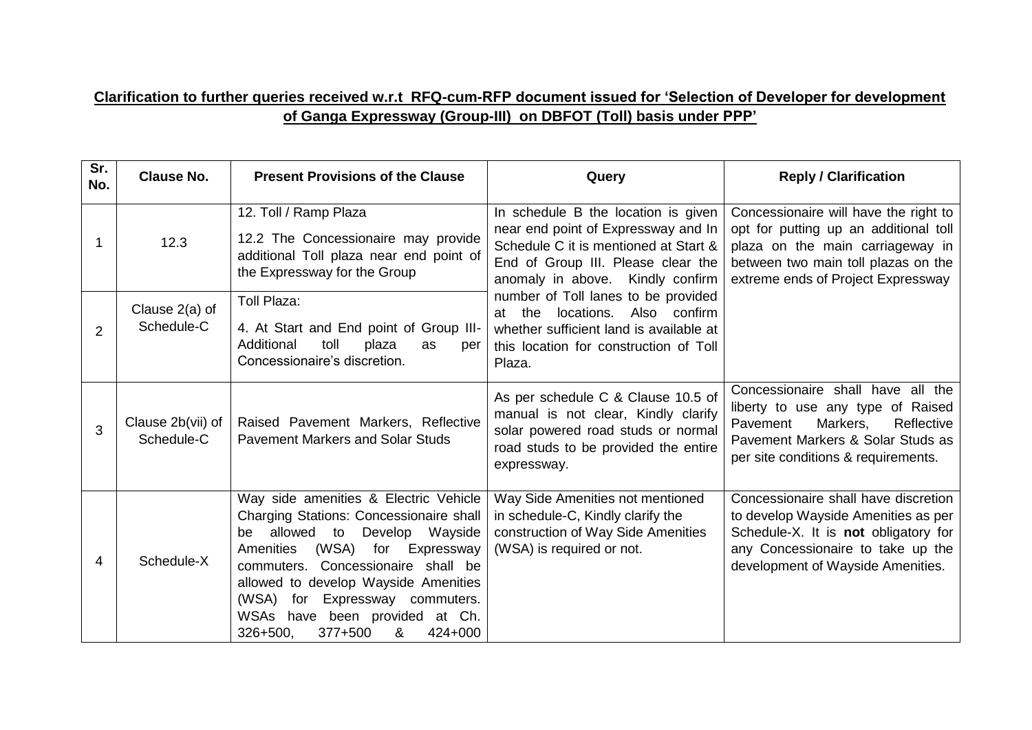**Clarification to further queries received w.r.t RFQ-cum-RFP document issued for 'Selection of Developer for development of Ganga Expressway (Group-III) on DBFOT (Toll) basis under PPP'**

| Sr. No. | Clause No. | Present Provisions of the Clause | Query | Reply / Clarification |
|---|---|---|---|---|
| 1 | 12.3 | 12. Toll / Ramp Plaza<br>12.2 The Concessionaire may provide additional Toll plaza near end point of the Expressway for the Group | In schedule B the location is given near end point of Expressway and In Schedule C it is mentioned at Start & End of Group III. Please clear the anomaly in above. Kindly confirm number of Toll lanes to be provided at the locations. Also confirm whether sufficient land is available at this location for construction of Toll Plaza. | Concessionaire will have the right to opt for putting up an additional toll plaza on the main carriageway in between two main toll plazas on the extreme ends of Project Expressway |
| 2 | Clause 2(a) of Schedule-C | Toll Plaza:<br>4. At Start and End point of Group III- Additional toll plaza as per Concessionaire's discretion. | | |
| 3 | Clause 2b(vii) of Schedule-C | Raised Pavement Markers, Reflective Pavement Markers and Solar Studs | As per schedule C & Clause 10.5 of manual is not clear, Kindly clarify solar powered road studs or normal road studs to be provided the entire expressway. | Concessionaire shall have all the liberty to use any type of Raised Pavement Markers, Reflective Pavement Markers & Solar Studs as per site conditions & requirements. |
| 4 | Schedule-X | Way side amenities & Electric Vehicle Charging Stations: Concessionaire shall be allowed to Develop Wayside Amenities (WSA) for Expressway commuters. Concessionaire shall be allowed to develop Wayside Amenities (WSA) for Expressway commuters. WSAs have been provided at Ch. 326+500, 377+500 & 424+000 | Way Side Amenities not mentioned in schedule-C, Kindly clarify the construction of Way Side Amenities (WSA) is required or not. | Concessionaire shall have discretion to develop Wayside Amenities as per Schedule-X. It is **not** obligatory for any Concessionaire to take up the development of Wayside Amenities. |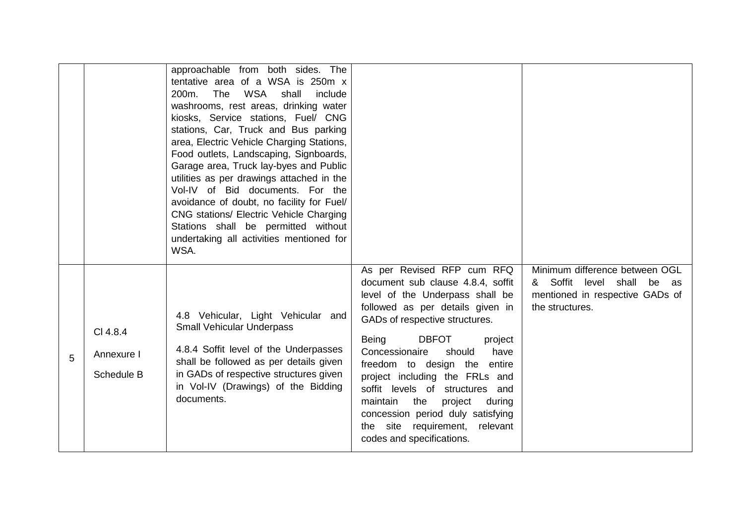| | | | | |
|---|---|---|---|---|
| | | approachable from both sides. The tentative area of a WSA is 250m x 200m. The WSA shall include washrooms, rest areas, drinking water kiosks, Service stations, Fuel/ CNG stations, Car, Truck and Bus parking area, Electric Vehicle Charging Stations, Food outlets, Landscaping, Signboards, Garage area, Truck lay-byes and Public utilities as per drawings attached in the Vol-IV of Bid documents. For the avoidance of doubt, no facility for Fuel/ CNG stations/ Electric Vehicle Charging Stations shall be permitted without undertaking all activities mentioned for WSA. | | |
| 5 | Cl 4.8.4<br><br>Annexure I<br><br>Schedule B | 4.8 Vehicular, Light Vehicular and Small Vehicular Underpass<br><br>4.8.4 Soffit level of the Underpasses shall be followed as per details given in GADs of respective structures given in Vol-IV (Drawings) of the Bidding documents. | As per Revised RFP cum RFQ document sub clause 4.8.4, soffit level of the Underpass shall be followed as per details given in GADs of respective structures.<br><br>Being DBFOT project Concessionaire should have freedom to design the entire project including the FRLs and soffit levels of structures and maintain the project during concession period duly satisfying the site requirement, relevant codes and specifications. | Minimum difference between OGL & Soffit level shall be as mentioned in respective GADs of the structures. |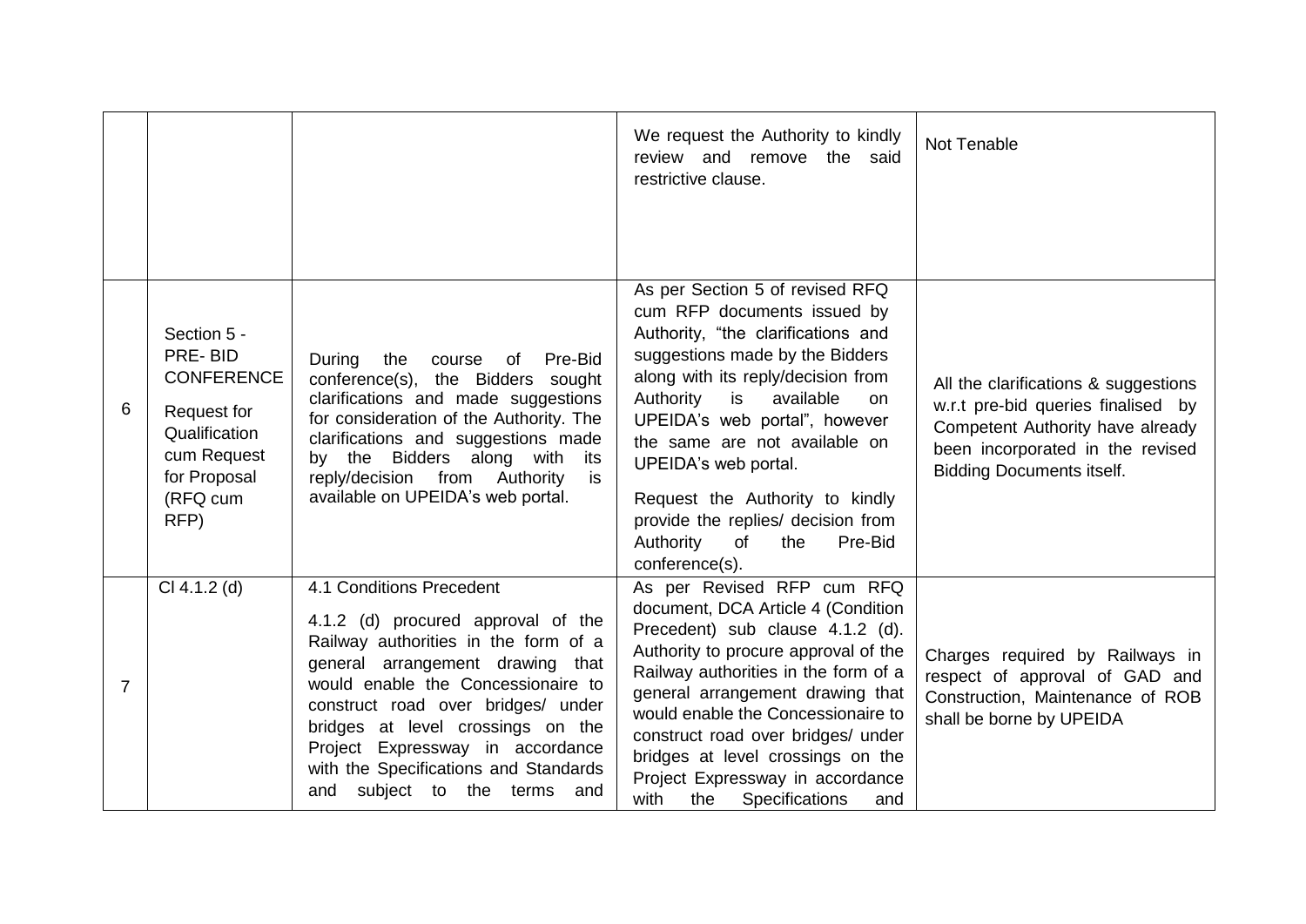| | | | We request the Authority to kindly review and remove the said restrictive clause. | Not Tenable |
|---|---|---|---|---|
| 6 | Section 5 - PRE- BID CONFERENCE<br><br>Request for Qualification cum Request for Proposal (RFQ cum RFP) | During the course of Pre-Bid conference(s), the Bidders sought clarifications and made suggestions for consideration of the Authority. The clarifications and suggestions made by the Bidders along with its reply/decision from Authority is available on UPEIDA's web portal. | As per Section 5 of revised RFQ cum RFP documents issued by Authority, "the clarifications and suggestions made by the Bidders along with its reply/decision from Authority is available on UPEIDA's web portal", however the same are not available on UPEIDA's web portal.<br><br>Request the Authority to kindly provide the replies/ decision from Authority of the Pre-Bid conference(s). | All the clarifications & suggestions w.r.t pre-bid queries finalised by Competent Authority have already been incorporated in the revised Bidding Documents itself. |
| 7 | Cl 4.1.2 (d) | 4.1 Conditions Precedent<br><br>4.1.2 (d) procured approval of the Railway authorities in the form of a general arrangement drawing that would enable the Concessionaire to construct road over bridges/ under bridges at level crossings on the Project Expressway in accordance with the Specifications and Standards and subject to the terms and | As per Revised RFP cum RFQ document, DCA Article 4 (Condition Precedent) sub clause 4.1.2 (d). Authority to procure approval of the Railway authorities in the form of a general arrangement drawing that would enable the Concessionaire to construct road over bridges/ under bridges at level crossings on the Project Expressway in accordance with the Specifications and | Charges required by Railways in respect of approval of GAD and Construction, Maintenance of ROB shall be borne by UPEIDA |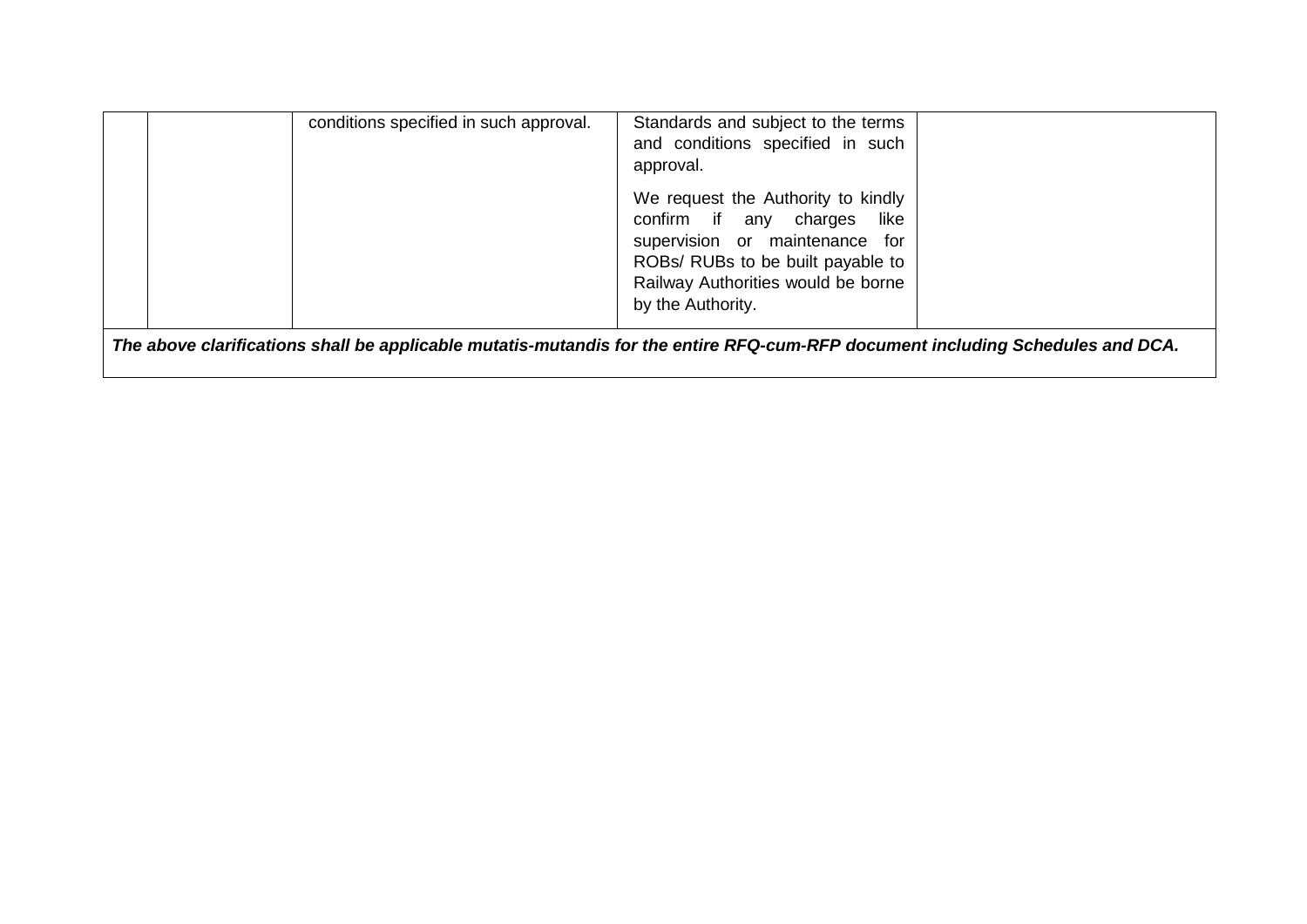| | | | | |
|---|---|---|---|---|
| | | conditions specified in such approval. | Standards and subject to the terms and conditions specified in such approval.<br><br>We request the Authority to kindly confirm if any charges like supervision or maintenance for ROBs/ RUBs to be built payable to Railway Authorities would be borne by the Authority. | |

***The above clarifications shall be applicable mutatis-mutandis for the entire RFQ-cum-RFP document including Schedules and DCA.***